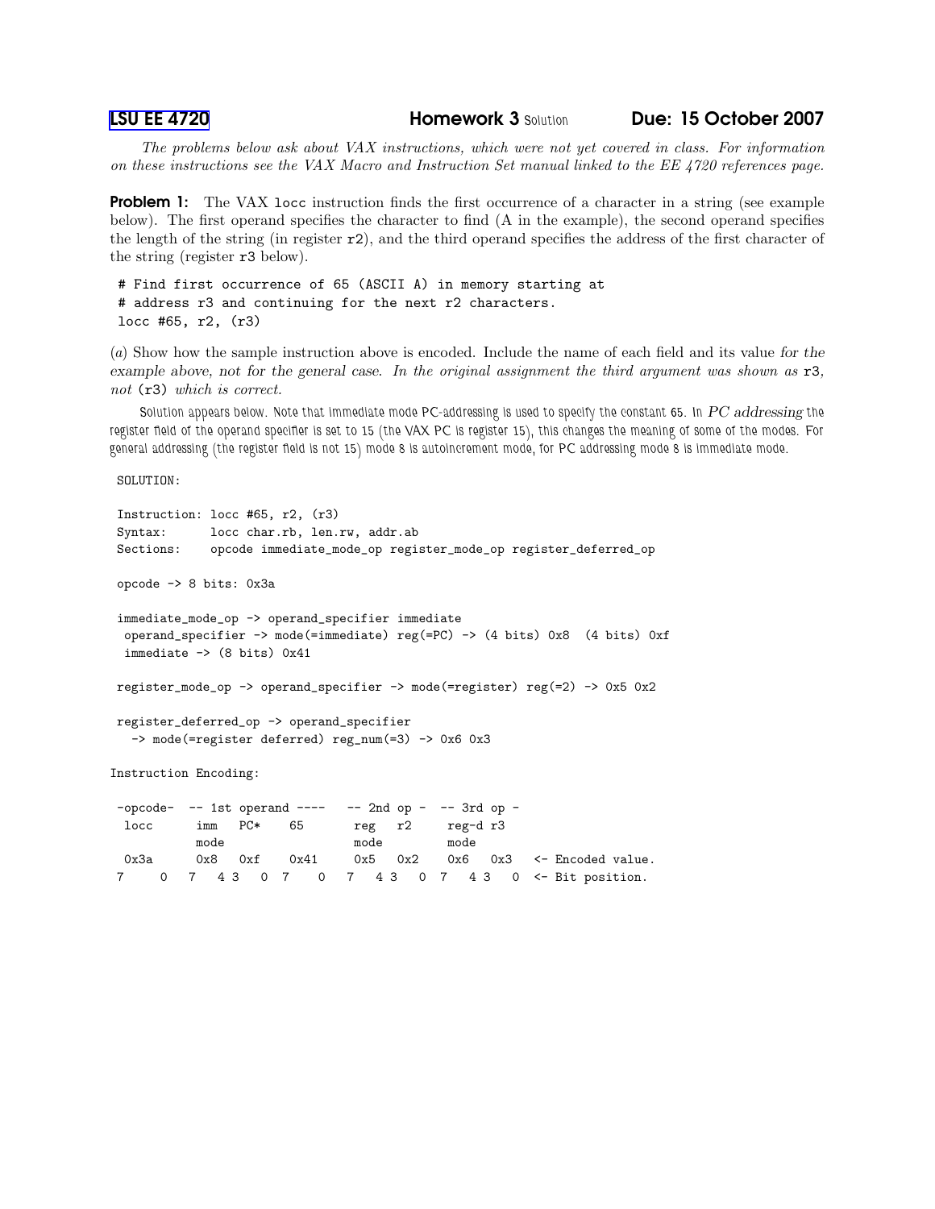**LSU EE 4720** **Homework 3** Solution **Due: 15 October 2007**

*The problems below ask about VAX instructions, which were not yet covered in class. For information on these instructions see the VAX Macro and Instruction Set manual linked to the EE 4720 references page.*

**Problem 1:** The VAX `locc` instruction finds the first occurrence of a character in a string (see example below). The first operand specifies the character to find (A in the example), the second operand specifies the length of the string (in register `r2`), and the third operand specifies the address of the first character of the string (register `r3` below).

```
# Find first occurrence of 65 (ASCII A) in memory starting at
# address r3 and continuing for the next r2 characters.
locc #65, r2, (r3)
```

(*a*) Show how the sample instruction above is encoded. Include the name of each field and its value *for the example above, not for the general case. In the original assignment the third argument was shown as* `r3`*, not* `(r3)` *which is correct.*

Solution appears below. Note that immediate mode PC-addressing is used to specify the constant 65. In *PC addressing* the register field of the operand specifier is set to 15 (the VAX PC is register 15), this changes the meaning of some of the modes. For general addressing (the register field is not 15) mode 8 is autoincrement mode, for PC addressing mode 8 is immediate mode.

```
SOLUTION:

Instruction: locc #65, r2, (r3)
Syntax:      locc char.rb, len.rw, addr.ab
Sections:    opcode immediate_mode_op register_mode_op register_deferred_op

opcode -> 8 bits: 0x3a

immediate_mode_op -> operand_specifier immediate
 operand_specifier -> mode(=immediate) reg(=PC) -> (4 bits) 0x8  (4 bits) 0xf
 immediate -> (8 bits) 0x41

register_mode_op -> operand_specifier -> mode(=register) reg(=2) -> 0x5 0x2

register_deferred_op -> operand_specifier
  -> mode(=register deferred) reg_num(=3) -> 0x6 0x3

Instruction Encoding:

-opcode-  -- 1st operand ----   -- 2nd op -  -- 3rd op -
 locc      imm   PC*    65       reg   r2     reg-d r3
           mode                  mode         mode
 0x3a      0x8   0xf    0x41     0x5   0x2    0x6   0x3   <- Encoded value.
7     0   7   4 3   0 7     0   7   4 3   0  7   4 3   0  <- Bit position.
```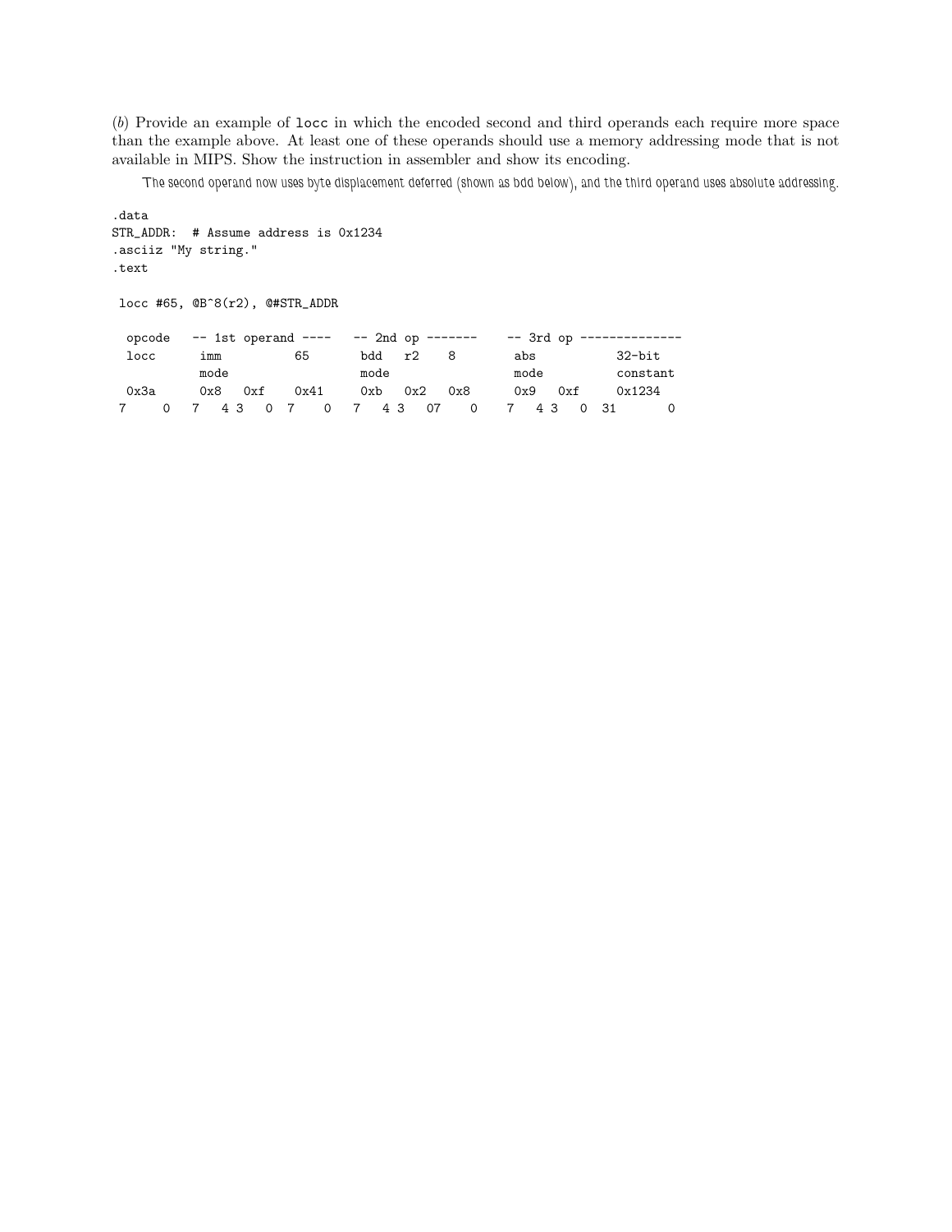(*b*) Provide an example of `locc` in which the encoded second and third operands each require more space than the example above. At least one of these operands should use a memory addressing mode that is not available in MIPS. Show the instruction in assembler and show its encoding.

The second operand now uses byte displacement deferred (shown as bdd below), and the third operand uses absolute addressing.

```
.data
STR_ADDR:  # Assume address is 0x1234
.asciiz "My string."
.text

 locc #65, @B^8(r2), @#STR_ADDR

  opcode   -- 1st operand ----   -- 2nd op -------    -- 3rd op --------------
  locc      imm         65       bdd   r2    8        abs           32-bit
            mode                 mode                 mode          constant
  0x3a      0x8   0xf    0x41    0xb   0x2   0x8      0x9   0xf     0x1234
 7     0   7   4 3   0  7    0   7   4 3   07    0    7   4 3   0  31        0
```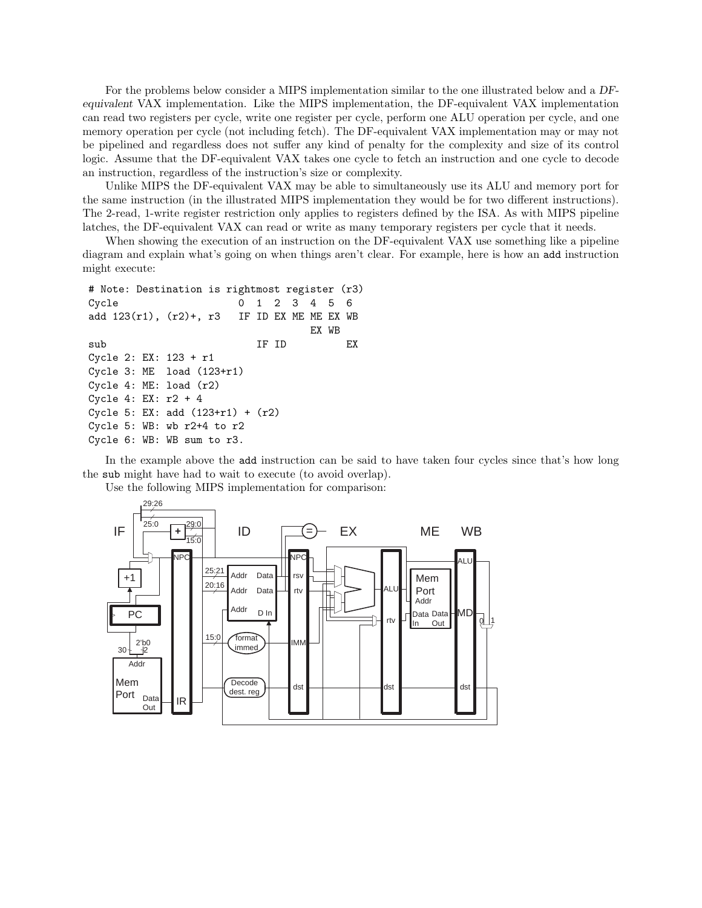For the problems below consider a MIPS implementation similar to the one illustrated below and a *DF-equivalent* VAX implementation. Like the MIPS implementation, the DF-equivalent VAX implementation can read two registers per cycle, write one register per cycle, perform one ALU operation per cycle, and one memory operation per cycle (not including fetch). The DF-equivalent VAX implementation may or may not be pipelined and regardless does not suffer any kind of penalty for the complexity and size of its control logic. Assume that the DF-equivalent VAX takes one cycle to fetch an instruction and one cycle to decode an instruction, regardless of the instruction's size or complexity.

Unlike MIPS the DF-equivalent VAX may be able to simultaneously use its ALU and memory port for the same instruction (in the illustrated MIPS implementation they would be for two different instructions). The 2-read, 1-write register restriction only applies to registers defined by the ISA. As with MIPS pipeline latches, the DF-equivalent VAX can read or write as many temporary registers per cycle that it needs.

When showing the execution of an instruction on the DF-equivalent VAX use something like a pipeline diagram and explain what's going on when things aren't clear. For example, here is how an `add` instruction might execute:

```
# Note: Destination is rightmost register (r3)
Cycle                     0  1  2  3  4  5  6
add 123(r1), (r2)+, r3   IF ID EX ME ME EX WB
                                      EX WB
sub                         IF ID          EX
Cycle 2: EX: 123 + r1
Cycle 3: ME  load (123+r1)
Cycle 4: ME: load (r2)
Cycle 4: EX: r2 + 4
Cycle 5: EX: add (123+r1) + (r2)
Cycle 5: WB: wb r2+4 to r2
Cycle 6: WB: WB sum to r3.
```

In the example above the `add` instruction can be said to have taken four cycles since that's how long the `sub` might have had to wait to execute (to avoid overlap).

Use the following MIPS implementation for comparison: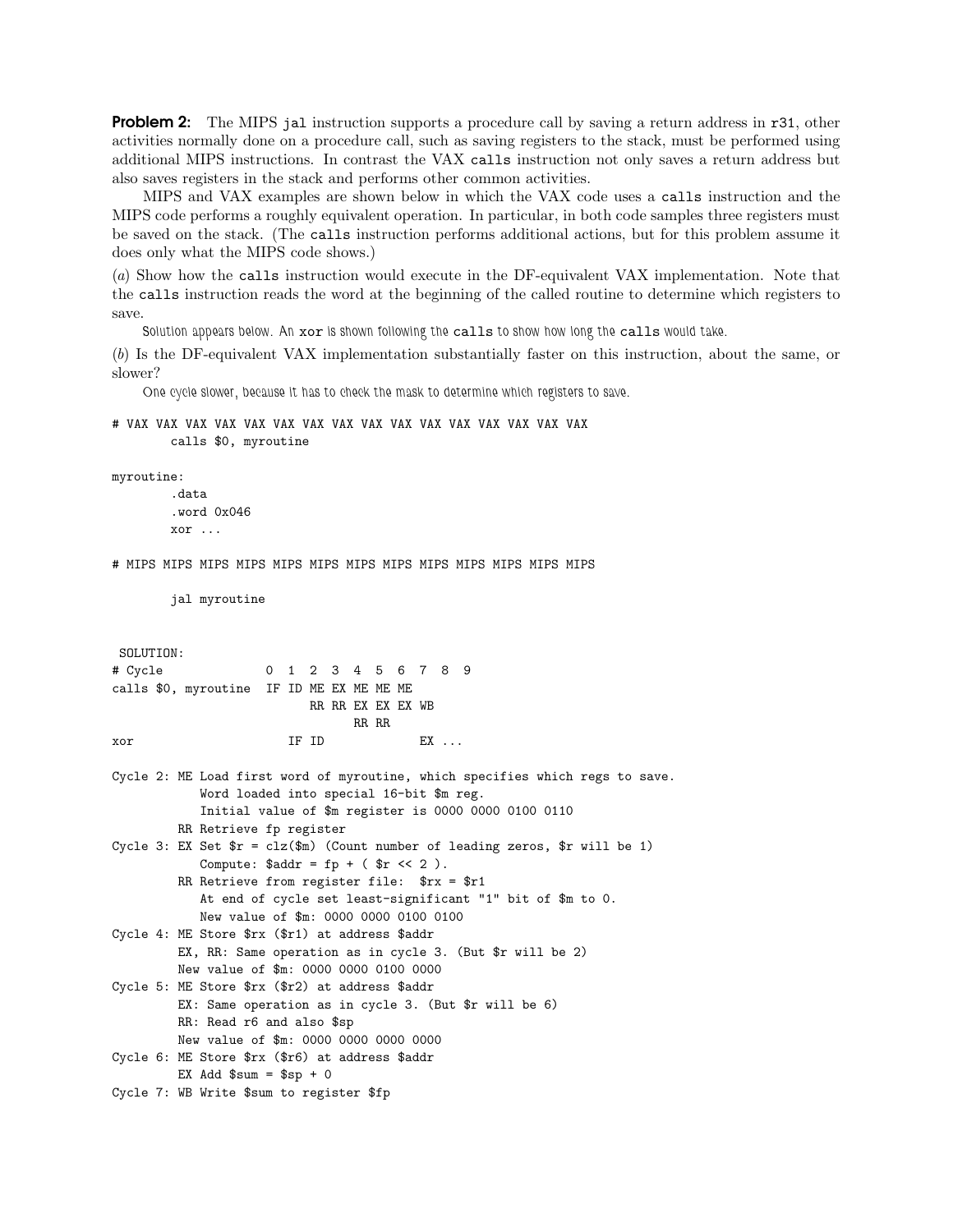**Problem 2:** The MIPS `jal` instruction supports a procedure call by saving a return address in `r31`, other activities normally done on a procedure call, such as saving registers to the stack, must be performed using additional MIPS instructions. In contrast the VAX `calls` instruction not only saves a return address but also saves registers in the stack and performs other common activities.

MIPS and VAX examples are shown below in which the VAX code uses a `calls` instruction and the MIPS code performs a roughly equivalent operation. In particular, in both code samples three registers must be saved on the stack. (The `calls` instruction performs additional actions, but for this problem assume it does only what the MIPS code shows.)

(*a*) Show how the `calls` instruction would execute in the DF-equivalent VAX implementation. Note that the `calls` instruction reads the word at the beginning of the called routine to determine which registers to save.

*Solution appears below. An `xor` is shown following the `calls` to show how long the `calls` would take.*

(*b*) Is the DF-equivalent VAX implementation substantially faster on this instruction, about the same, or slower?

*One cycle slower, because it has to check the mask to determine which registers to save.*

```
# VAX VAX VAX VAX VAX VAX VAX VAX VAX VAX VAX VAX VAX VAX VAX VAX
        calls $0, myroutine

myroutine:
        .data
        .word 0x046
        xor ...

# MIPS MIPS MIPS MIPS MIPS MIPS MIPS MIPS MIPS MIPS MIPS MIPS MIPS

        jal myroutine


 SOLUTION:
# Cycle              0  1  2  3  4  5  6  7  8  9
calls $0, myroutine  IF ID ME EX ME ME ME
                           RR RR EX EX EX WB
                                 RR RR
xor                     IF ID             EX ...

Cycle 2: ME Load first word of myroutine, which specifies which regs to save.
            Word loaded into special 16-bit $m reg.
            Initial value of $m register is 0000 0000 0100 0110
         RR Retrieve fp register
Cycle 3: EX Set $r = clz($m) (Count number of leading zeros, $r will be 1)
            Compute: $addr = fp + ( $r << 2 ).
         RR Retrieve from register file:  $rx = $r1
            At end of cycle set least-significant "1" bit of $m to 0.
            New value of $m: 0000 0000 0100 0100
Cycle 4: ME Store $rx ($r1) at address $addr
         EX, RR: Same operation as in cycle 3. (But $r will be 2)
         New value of $m: 0000 0000 0100 0000
Cycle 5: ME Store $rx ($r2) at address $addr
         EX: Same operation as in cycle 3. (But $r will be 6)
         RR: Read r6 and also $sp
         New value of $m: 0000 0000 0000 0000
Cycle 6: ME Store $rx ($r6) at address $addr
         EX Add $sum = $sp + 0
Cycle 7: WB Write $sum to register $fp
```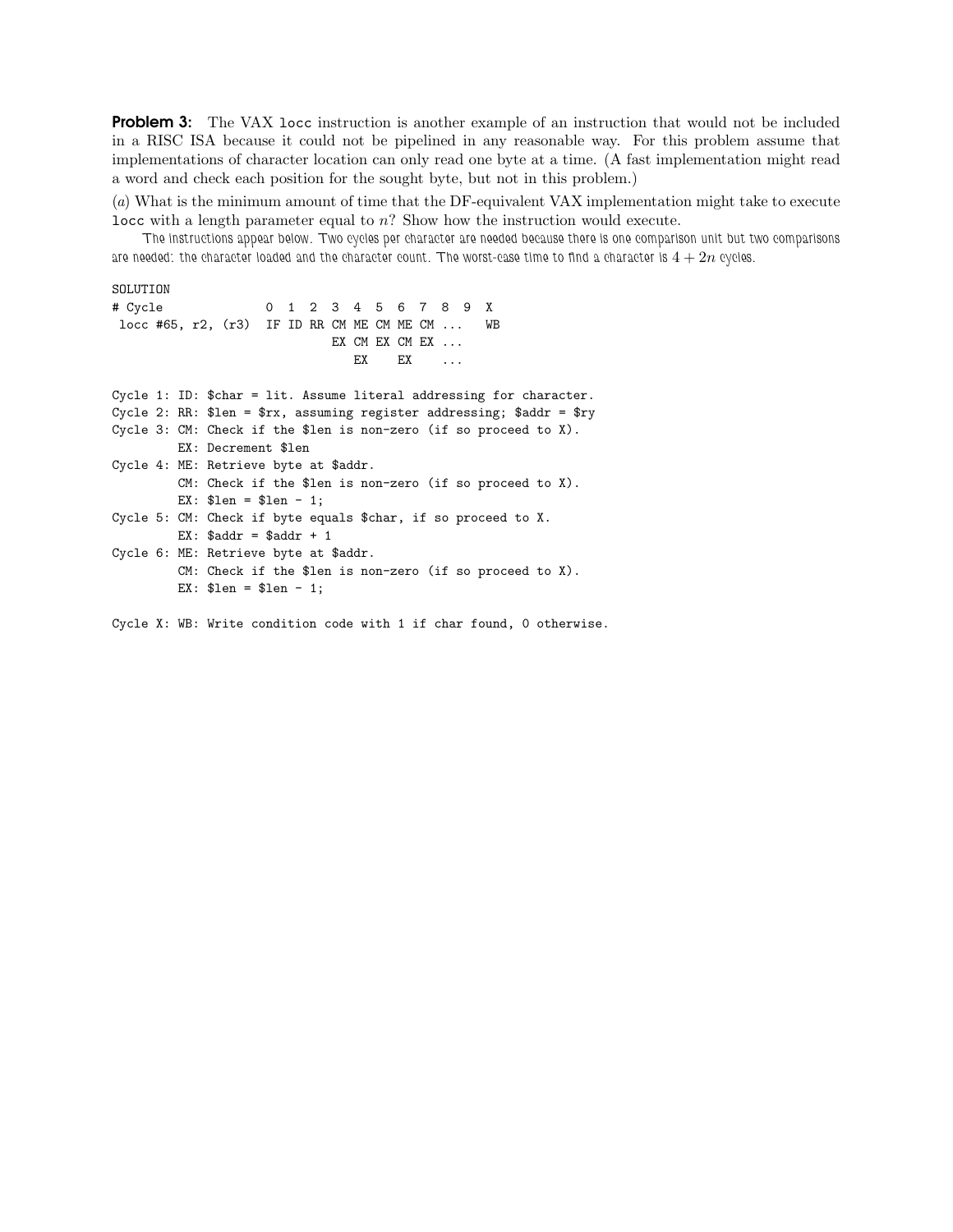**Problem 3:** The VAX `locc` instruction is another example of an instruction that would not be included in a RISC ISA because it could not be pipelined in any reasonable way. For this problem assume that implementations of character location can only read one byte at a time. (A fast implementation might read a word and check each position for the sought byte, but not in this problem.)

(*a*) What is the minimum amount of time that the DF-equivalent VAX implementation might take to execute `locc` with a length parameter equal to $n$? Show how the instruction would execute.

*The instructions appear below. Two cycles per character are needed because there is one comparison unit but two comparisons are needed: the character loaded and the character count. The worst-case time to find a character is $4 + 2n$ cycles.*

```
SOLUTION
# Cycle              0  1  2  3  4  5  6  7  8  9  X
 locc #65, r2, (r3)  IF ID RR CM ME CM ME CM ...   WB
                              EX CM EX CM EX ...
                                 EX    EX    ...

Cycle 1: ID: $char = lit. Assume literal addressing for character.
Cycle 2: RR: $len = $rx, assuming register addressing; $addr = $ry
Cycle 3: CM: Check if the $len is non-zero (if so proceed to X).
         EX: Decrement $len
Cycle 4: ME: Retrieve byte at $addr.
         CM: Check if the $len is non-zero (if so proceed to X).
         EX: $len = $len - 1;
Cycle 5: CM: Check if byte equals $char, if so proceed to X.
         EX: $addr = $addr + 1
Cycle 6: ME: Retrieve byte at $addr.
         CM: Check if the $len is non-zero (if so proceed to X).
         EX: $len = $len - 1;

Cycle X: WB: Write condition code with 1 if char found, 0 otherwise.
```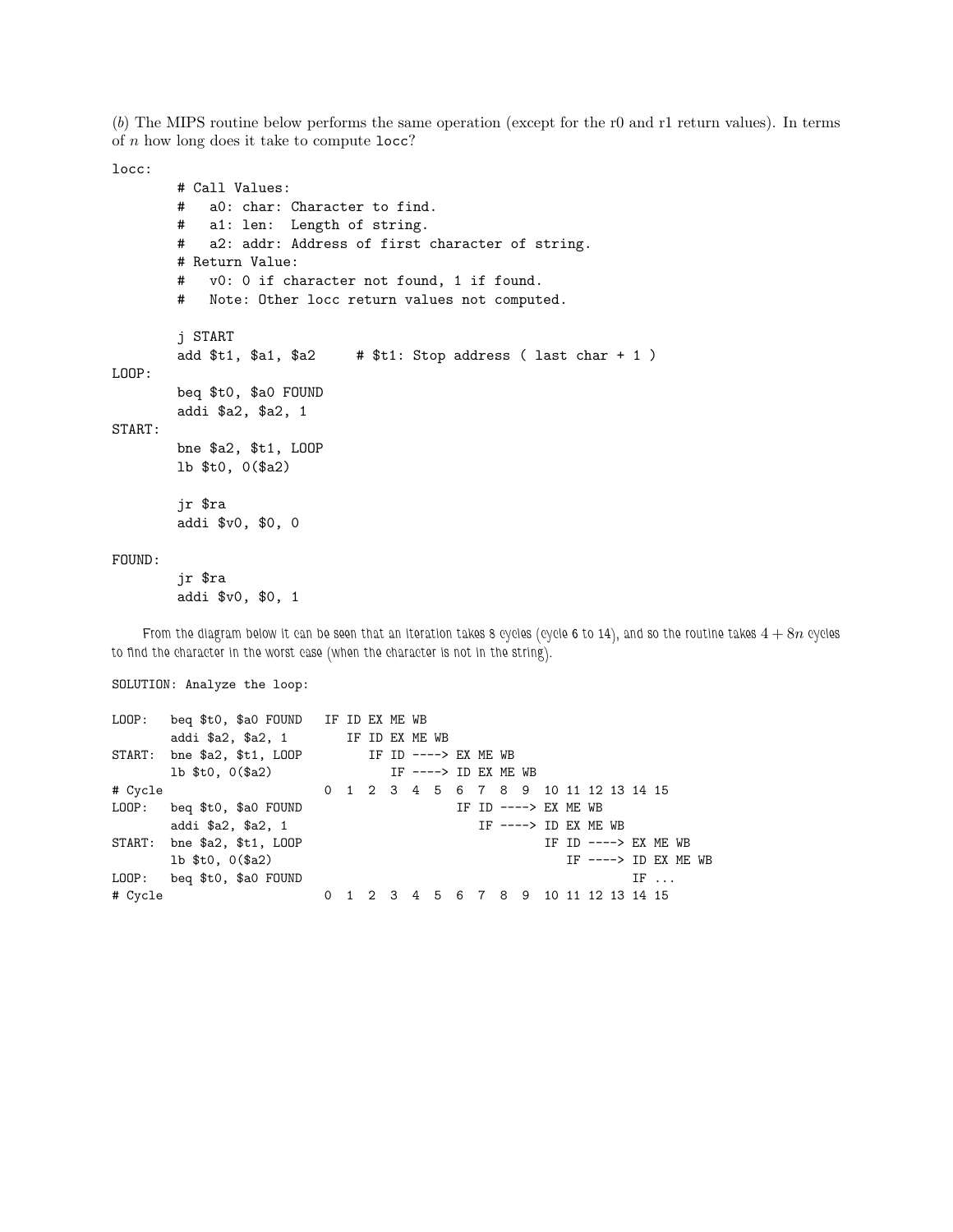(*b*) The MIPS routine below performs the same operation (except for the r0 and r1 return values). In terms of $n$ how long does it take to compute `locc`?

```
locc:
        # Call Values:
        #   a0: char: Character to find.
        #   a1: len:  Length of string.
        #   a2: addr: Address of first character of string.
        # Return Value:
        #   v0: 0 if character not found, 1 if found.
        #   Note: Other locc return values not computed.

        j START
        add $t1, $a1, $a2     # $t1: Stop address ( last char + 1 )
LOOP:
        beq $t0, $a0 FOUND
        addi $a2, $a2, 1
START:
        bne $a2, $t1, LOOP
        lb $t0, 0($a2)

        jr $ra
        addi $v0, $0, 0

FOUND:
        jr $ra
        addi $v0, $0, 1
```

From the diagram below it can be seen that an iteration takes 8 cycles (cycle 6 to 14), and so the routine takes $4 + 8n$ cycles to find the character in the worst case (when the character is not in the string).

```
SOLUTION: Analyze the loop:

LOOP:   beq $t0, $a0 FOUND   IF ID EX ME WB
        addi $a2, $a2, 1        IF ID EX ME WB
START:  bne $a2, $t1, LOOP         IF ID ----> EX ME WB
        lb $t0, 0($a2)                IF ----> ID EX ME WB
# Cycle                      0  1  2  3  4  5  6  7  8  9  10 11 12 13 14 15
LOOP:   beq $t0, $a0 FOUND                     IF ID ----> EX ME WB
        addi $a2, $a2, 1                          IF ----> ID EX ME WB
START:  bne $a2, $t1, LOOP                                 IF ID ----> EX ME WB
        lb $t0, 0($a2)                                        IF ----> ID EX ME WB
LOOP:   beq $t0, $a0 FOUND                                             IF ...
# Cycle                      0  1  2  3  4  5  6  7  8  9  10 11 12 13 14 15
```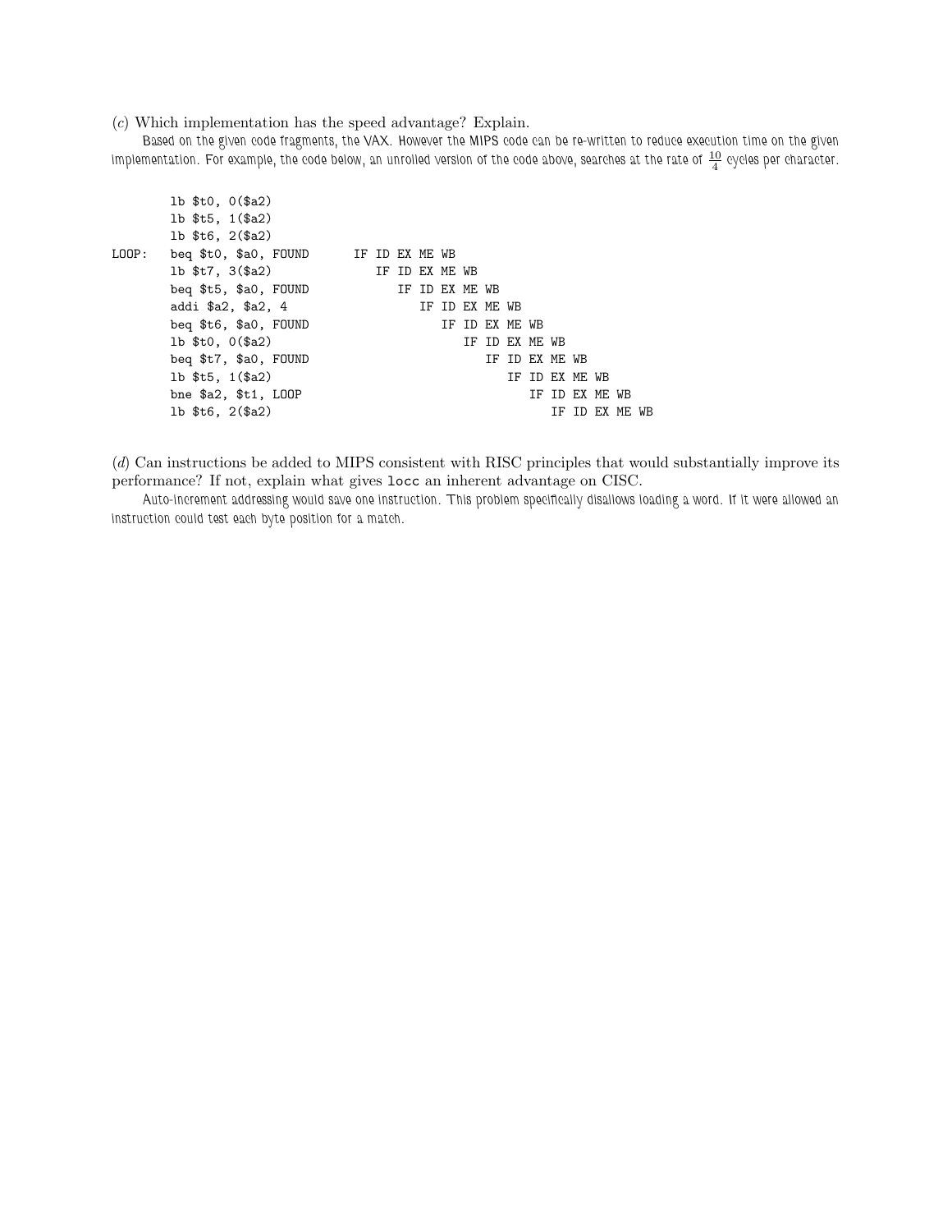(*c*) Which implementation has the speed advantage? Explain.

Based on the given code fragments, the VAX. However the MIPS code can be re-written to reduce execution time on the given implementation. For example, the code below, an unrolled version of the code above, searches at the rate of $\frac{10}{4}$ cycles per character.

```
        lb $t0, 0($a2)
        lb $t5, 1($a2)
        lb $t6, 2($a2)
LOOP:   beq $t0, $a0, FOUND      IF ID EX ME WB
        lb $t7, 3($a2)              IF ID EX ME WB
        beq $t5, $a0, FOUND            IF ID EX ME WB
        addi $a2, $a2, 4                  IF ID EX ME WB
        beq $t6, $a0, FOUND                  IF ID EX ME WB
        lb $t0, 0($a2)                          IF ID EX ME WB
        beq $t7, $a0, FOUND                        IF ID EX ME WB
        lb $t5, 1($a2)                                IF ID EX ME WB
        bne $a2, $t1, LOOP                               IF ID EX ME WB
        lb $t6, 2($a2)                                      IF ID EX ME WB
```

(*d*) Can instructions be added to MIPS consistent with RISC principles that would substantially improve its performance? If not, explain what gives `locc` an inherent advantage on CISC.

Auto-increment addressing would save one instruction. This problem specifically disallows loading a word. If it were allowed an instruction could test each byte position for a match.